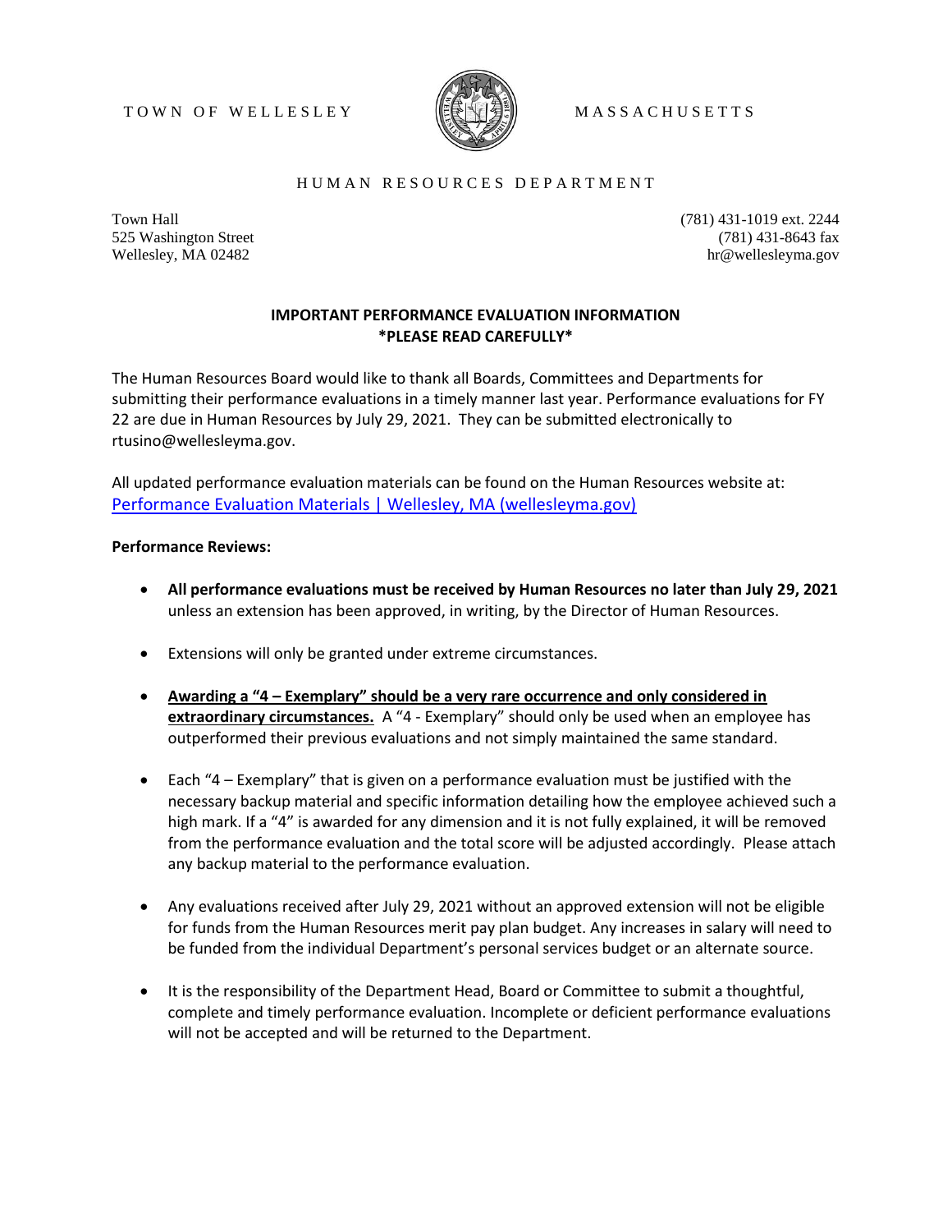TOWN OF WELLESLEY MASSACHUSETTS

HUMAN RESOURCES DEPARTMENT

Town Hall
525 Washington Street
Wellesley, MA 02482

(781) 431-1019 ext. 2244
(781) 431-8643 fax
hr@wellesleyma.gov

**IMPORTANT PERFORMANCE EVALUATION INFORMATION**
***PLEASE READ CAREFULLY***

The Human Resources Board would like to thank all Boards, Committees and Departments for submitting their performance evaluations in a timely manner last year. Performance evaluations for FY 22 are due in Human Resources by July 29, 2021. They can be submitted electronically to rtusino@wellesleyma.gov.

All updated performance evaluation materials can be found on the Human Resources website at: [Performance Evaluation Materials | Wellesley, MA (wellesleyma.gov)]

**Performance Reviews:**

- **All performance evaluations must be received by Human Resources no later than July 29, 2021** unless an extension has been approved, in writing, by the Director of Human Resources.
- Extensions will only be granted under extreme circumstances.
- **Awarding a "4 – Exemplary" should be a very rare occurrence and only considered in extraordinary circumstances.** A "4 - Exemplary" should only be used when an employee has outperformed their previous evaluations and not simply maintained the same standard.
- Each "4 – Exemplary" that is given on a performance evaluation must be justified with the necessary backup material and specific information detailing how the employee achieved such a high mark. If a "4" is awarded for any dimension and it is not fully explained, it will be removed from the performance evaluation and the total score will be adjusted accordingly. Please attach any backup material to the performance evaluation.
- Any evaluations received after July 29, 2021 without an approved extension will not be eligible for funds from the Human Resources merit pay plan budget. Any increases in salary will need to be funded from the individual Department's personal services budget or an alternate source.
- It is the responsibility of the Department Head, Board or Committee to submit a thoughtful, complete and timely performance evaluation. Incomplete or deficient performance evaluations will not be accepted and will be returned to the Department.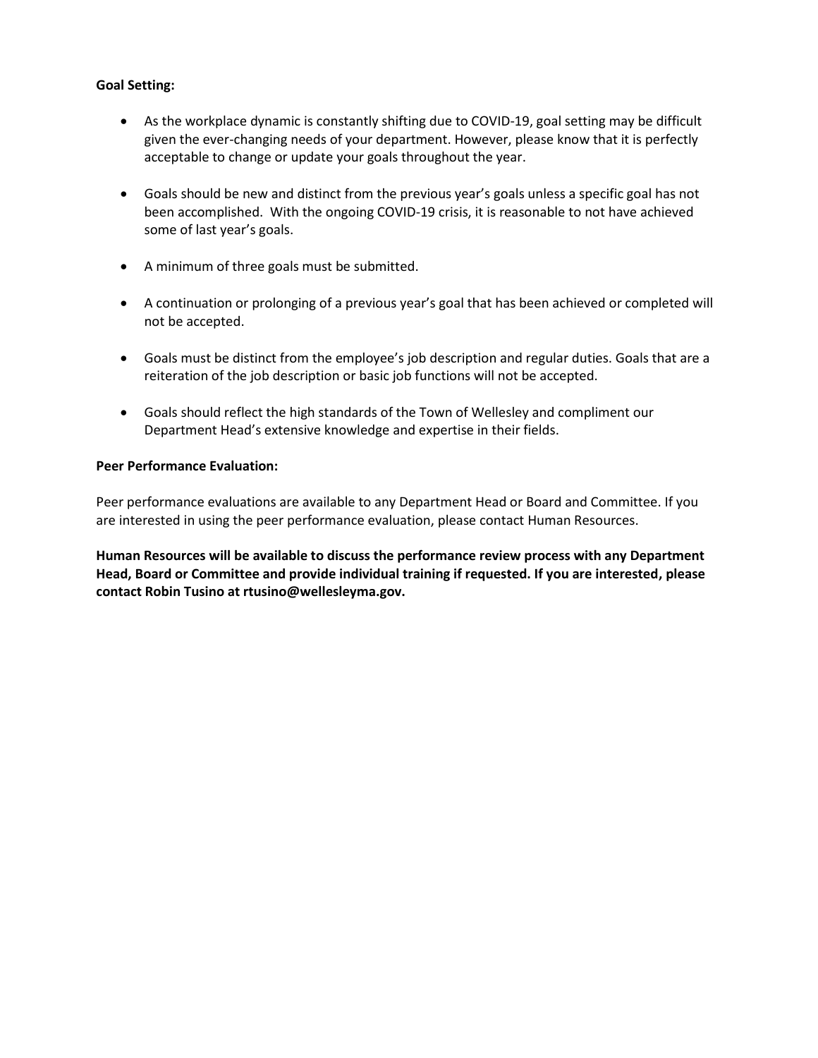**Goal Setting:**

- As the workplace dynamic is constantly shifting due to COVID-19, goal setting may be difficult given the ever-changing needs of your department. However, please know that it is perfectly acceptable to change or update your goals throughout the year.

- Goals should be new and distinct from the previous year's goals unless a specific goal has not been accomplished. With the ongoing COVID-19 crisis, it is reasonable to not have achieved some of last year's goals.

- A minimum of three goals must be submitted.

- A continuation or prolonging of a previous year's goal that has been achieved or completed will not be accepted.

- Goals must be distinct from the employee's job description and regular duties. Goals that are a reiteration of the job description or basic job functions will not be accepted.

- Goals should reflect the high standards of the Town of Wellesley and compliment our Department Head's extensive knowledge and expertise in their fields.

**Peer Performance Evaluation:**

Peer performance evaluations are available to any Department Head or Board and Committee. If you are interested in using the peer performance evaluation, please contact Human Resources.

**Human Resources will be available to discuss the performance review process with any Department Head, Board or Committee and provide individual training if requested. If you are interested, please contact Robin Tusino at rtusino@wellesleyma.gov.**